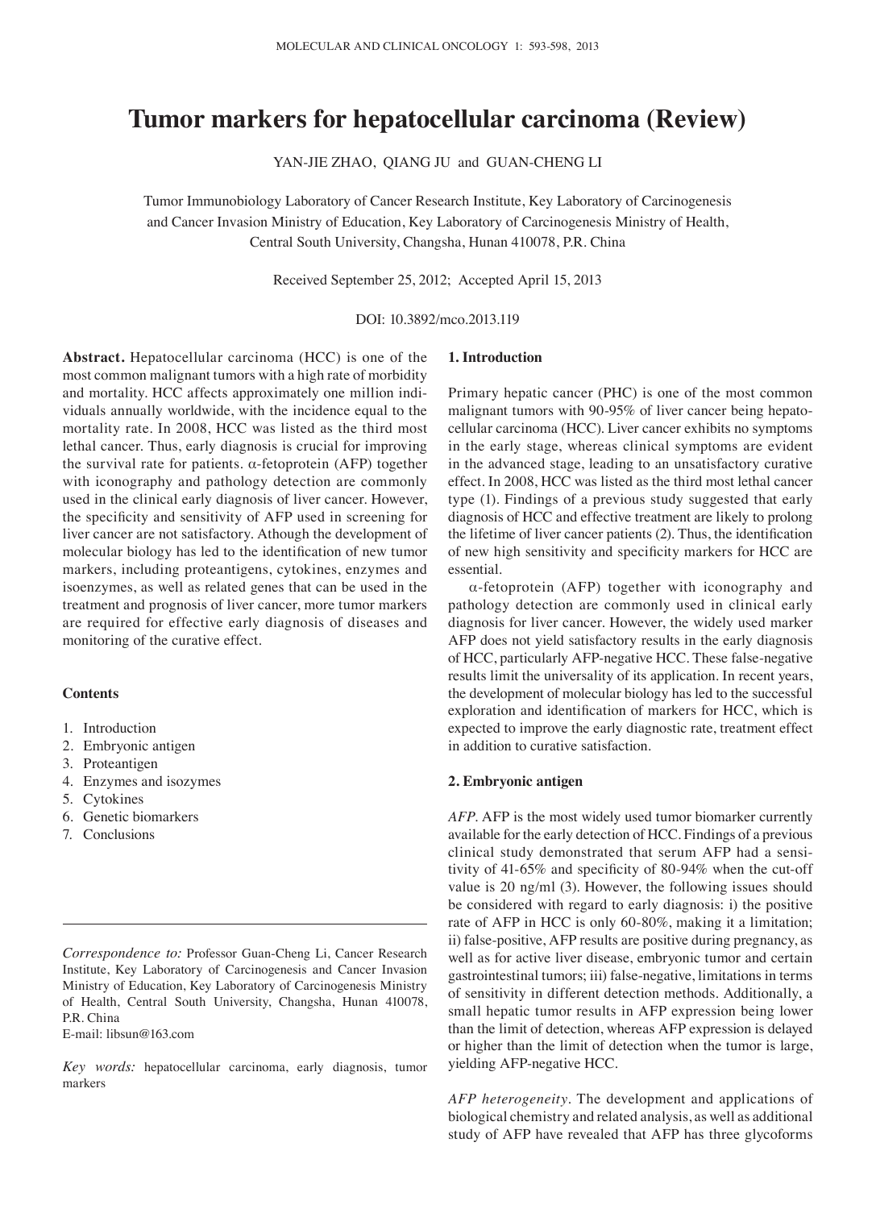# Tumor markers for hepatocellular carcinoma (Review)

YAN-JIE ZHAO, QIANG JU and GUAN-CHENG LI

Tumor Immunobiology Laboratory of Cancer Research Institute, Key Laboratory of Carcinogenesis and Cancer Invasion Ministry of Education, Key Laboratory of Carcinogenesis Ministry of Health, Central South University, Changsha, Hunan 410078, P.R. China

Received September 25, 2012; Accepted April 15, 2013

DOI: 10.3892/mco.2013.119

**Abstract.** Hepatocellular carcinoma (HCC) is one of the most common malignant tumors with a high rate of morbidity and mortality. HCC affects approximately one million individuals annually worldwide, with the incidence equal to the mortality rate. In 2008, HCC was listed as the third most lethal cancer. Thus, early diagnosis is crucial for improving the survival rate for patients. α-fetoprotein (AFP) together with iconography and pathology detection are commonly used in the clinical early diagnosis of liver cancer. However, the specificity and sensitivity of AFP used in screening for liver cancer are not satisfactory. Athough the development of molecular biology has led to the identification of new tumor markers, including proteantigens, cytokines, enzymes and isoenzymes, as well as related genes that can be used in the treatment and prognosis of liver cancer, more tumor markers are required for effective early diagnosis of diseases and monitoring of the curative effect.

**Contents**

1. Introduction
2. Embryonic antigen
3. Proteantigen
4. Enzymes and isozymes
5. Cytokines
6. Genetic biomarkers
7. Conclusions

*Correspondence to:* Professor Guan-Cheng Li, Cancer Research Institute, Key Laboratory of Carcinogenesis and Cancer Invasion Ministry of Education, Key Laboratory of Carcinogenesis Ministry of Health, Central South University, Changsha, Hunan 410078, P.R. China
E-mail: libsun@163.com

*Key words:* hepatocellular carcinoma, early diagnosis, tumor markers

## 1. Introduction

Primary hepatic cancer (PHC) is one of the most common malignant tumors with 90-95% of liver cancer being hepatocellular carcinoma (HCC). Liver cancer exhibits no symptoms in the early stage, whereas clinical symptoms are evident in the advanced stage, leading to an unsatisfactory curative effect. In 2008, HCC was listed as the third most lethal cancer type (1). Findings of a previous study suggested that early diagnosis of HCC and effective treatment are likely to prolong the lifetime of liver cancer patients (2). Thus, the identification of new high sensitivity and specificity markers for HCC are essential.

α-fetoprotein (AFP) together with iconography and pathology detection are commonly used in clinical early diagnosis for liver cancer. However, the widely used marker AFP does not yield satisfactory results in the early diagnosis of HCC, particularly AFP-negative HCC. These false-negative results limit the universality of its application. In recent years, the development of molecular biology has led to the successful exploration and identification of markers for HCC, which is expected to improve the early diagnostic rate, treatment effect in addition to curative satisfaction.

## 2. Embryonic antigen

*AFP.* AFP is the most widely used tumor biomarker currently available for the early detection of HCC. Findings of a previous clinical study demonstrated that serum AFP had a sensitivity of 41-65% and specificity of 80-94% when the cut-off value is 20 ng/ml (3). However, the following issues should be considered with regard to early diagnosis: i) the positive rate of AFP in HCC is only 60-80%, making it a limitation; ii) false-positive, AFP results are positive during pregnancy, as well as for active liver disease, embryonic tumor and certain gastrointestinal tumors; iii) false-negative, limitations in terms of sensitivity in different detection methods. Additionally, a small hepatic tumor results in AFP expression being lower than the limit of detection, whereas AFP expression is delayed or higher than the limit of detection when the tumor is large, yielding AFP-negative HCC.

*AFP heterogeneity.* The development and applications of biological chemistry and related analysis, as well as additional study of AFP have revealed that AFP has three glycoforms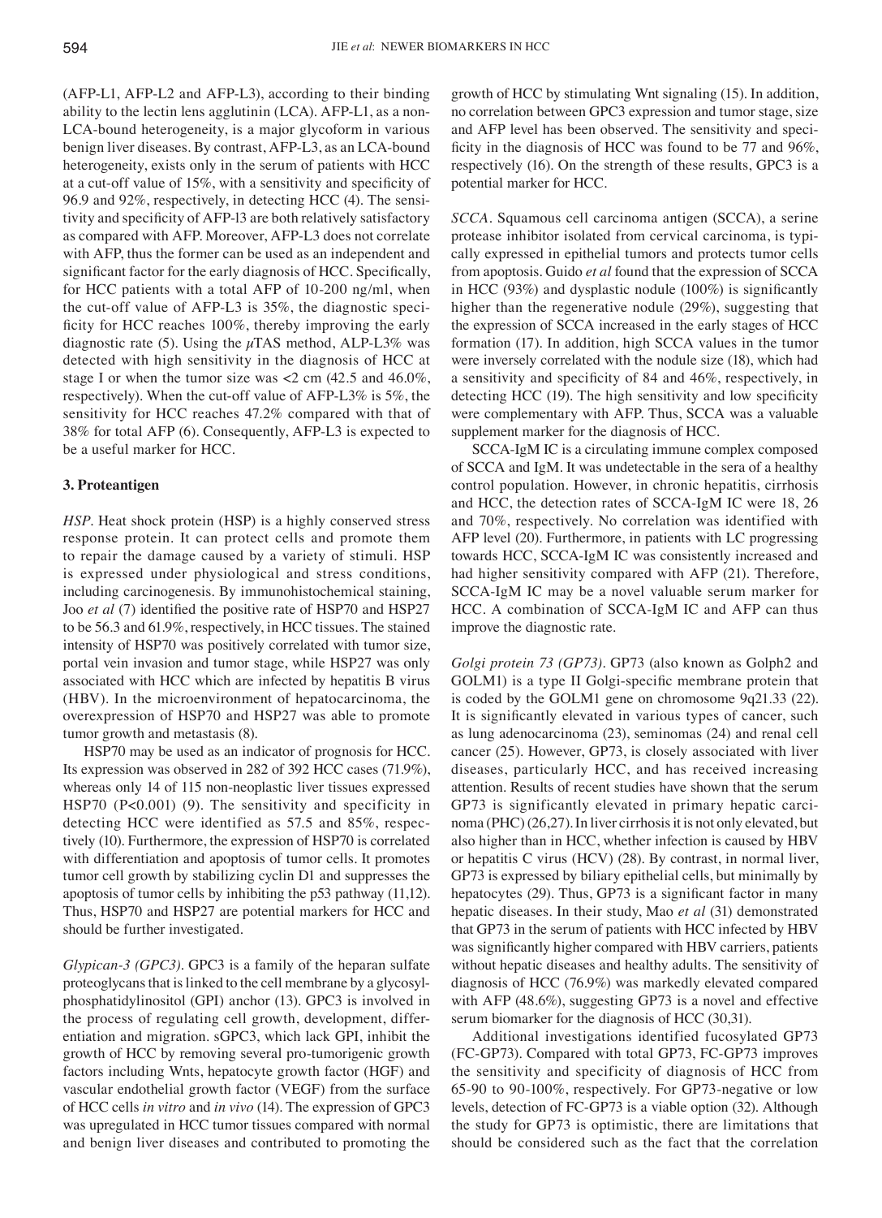(AFP-L1, AFP-L2 and AFP-L3), according to their binding ability to the lectin lens agglutinin (LCA). AFP-L1, as a non-LCA-bound heterogeneity, is a major glycoform in various benign liver diseases. By contrast, AFP-L3, as an LCA-bound heterogeneity, exists only in the serum of patients with HCC at a cut-off value of 15%, with a sensitivity and specificity of 96.9 and 92%, respectively, in detecting HCC (4). The sensitivity and specificity of AFP-l3 are both relatively satisfactory as compared with AFP. Moreover, AFP-L3 does not correlate with AFP, thus the former can be used as an independent and significant factor for the early diagnosis of HCC. Specifically, for HCC patients with a total AFP of 10-200 ng/ml, when the cut-off value of AFP-L3 is 35%, the diagnostic specificity for HCC reaches 100%, thereby improving the early diagnostic rate (5). Using the $\mu$TAS method, ALP-L3% was detected with high sensitivity in the diagnosis of HCC at stage I or when the tumor size was <2 cm (42.5 and 46.0%, respectively). When the cut-off value of AFP-L3% is 5%, the sensitivity for HCC reaches 47.2% compared with that of 38% for total AFP (6). Consequently, AFP-L3 is expected to be a useful marker for HCC.

## 3. Proteantigen

*HSP*. Heat shock protein (HSP) is a highly conserved stress response protein. It can protect cells and promote them to repair the damage caused by a variety of stimuli. HSP is expressed under physiological and stress conditions, including carcinogenesis. By immunohistochemical staining, Joo *et al* (7) identified the positive rate of HSP70 and HSP27 to be 56.3 and 61.9%, respectively, in HCC tissues. The stained intensity of HSP70 was positively correlated with tumor size, portal vein invasion and tumor stage, while HSP27 was only associated with HCC which are infected by hepatitis B virus (HBV). In the microenvironment of hepatocarcinoma, the overexpression of HSP70 and HSP27 was able to promote tumor growth and metastasis (8).

HSP70 may be used as an indicator of prognosis for HCC. Its expression was observed in 282 of 392 HCC cases (71.9%), whereas only 14 of 115 non-neoplastic liver tissues expressed HSP70 (P<0.001) (9). The sensitivity and specificity in detecting HCC were identified as 57.5 and 85%, respectively (10). Furthermore, the expression of HSP70 is correlated with differentiation and apoptosis of tumor cells. It promotes tumor cell growth by stabilizing cyclin D1 and suppresses the apoptosis of tumor cells by inhibiting the p53 pathway (11,12). Thus, HSP70 and HSP27 are potential markers for HCC and should be further investigated.

*Glypican-3 (GPC3)*. GPC3 is a family of the heparan sulfate proteoglycans that is linked to the cell membrane by a glycosylphosphatidylinositol (GPI) anchor (13). GPC3 is involved in the process of regulating cell growth, development, differentiation and migration. sGPC3, which lack GPI, inhibit the growth of HCC by removing several pro-tumorigenic growth factors including Wnts, hepatocyte growth factor (HGF) and vascular endothelial growth factor (VEGF) from the surface of HCC cells *in vitro* and *in vivo* (14). The expression of GPC3 was upregulated in HCC tumor tissues compared with normal and benign liver diseases and contributed to promoting the growth of HCC by stimulating Wnt signaling (15). In addition, no correlation between GPC3 expression and tumor stage, size and AFP level has been observed. The sensitivity and specificity in the diagnosis of HCC was found to be 77 and 96%, respectively (16). On the strength of these results, GPC3 is a potential marker for HCC.

*SCCA*. Squamous cell carcinoma antigen (SCCA), a serine protease inhibitor isolated from cervical carcinoma, is typically expressed in epithelial tumors and protects tumor cells from apoptosis. Guido *et al* found that the expression of SCCA in HCC (93%) and dysplastic nodule (100%) is significantly higher than the regenerative nodule (29%), suggesting that the expression of SCCA increased in the early stages of HCC formation (17). In addition, high SCCA values in the tumor were inversely correlated with the nodule size (18), which had a sensitivity and specificity of 84 and 46%, respectively, in detecting HCC (19). The high sensitivity and low specificity were complementary with AFP. Thus, SCCA was a valuable supplement marker for the diagnosis of HCC.

SCCA-IgM IC is a circulating immune complex composed of SCCA and IgM. It was undetectable in the sera of a healthy control population. However, in chronic hepatitis, cirrhosis and HCC, the detection rates of SCCA-IgM IC were 18, 26 and 70%, respectively. No correlation was identified with AFP level (20). Furthermore, in patients with LC progressing towards HCC, SCCA-IgM IC was consistently increased and had higher sensitivity compared with AFP (21). Therefore, SCCA-IgM IC may be a novel valuable serum marker for HCC. A combination of SCCA-IgM IC and AFP can thus improve the diagnostic rate.

*Golgi protein 73 (GP73)*. GP73 (also known as Golph2 and GOLM1) is a type II Golgi-specific membrane protein that is coded by the GOLM1 gene on chromosome 9q21.33 (22). It is significantly elevated in various types of cancer, such as lung adenocarcinoma (23), seminomas (24) and renal cell cancer (25). However, GP73, is closely associated with liver diseases, particularly HCC, and has received increasing attention. Results of recent studies have shown that the serum GP73 is significantly elevated in primary hepatic carcinoma (PHC) (26,27). In liver cirrhosis it is not only elevated, but also higher than in HCC, whether infection is caused by HBV or hepatitis C virus (HCV) (28). By contrast, in normal liver, GP73 is expressed by biliary epithelial cells, but minimally by hepatocytes (29). Thus, GP73 is a significant factor in many hepatic diseases. In their study, Mao *et al* (31) demonstrated that GP73 in the serum of patients with HCC infected by HBV was significantly higher compared with HBV carriers, patients without hepatic diseases and healthy adults. The sensitivity of diagnosis of HCC (76.9%) was markedly elevated compared with AFP (48.6%), suggesting GP73 is a novel and effective serum biomarker for the diagnosis of HCC (30,31).

Additional investigations identified fucosylated GP73 (FC-GP73). Compared with total GP73, FC-GP73 improves the sensitivity and specificity of diagnosis of HCC from 65-90 to 90-100%, respectively. For GP73-negative or low levels, detection of FC-GP73 is a viable option (32). Although the study for GP73 is optimistic, there are limitations that should be considered such as the fact that the correlation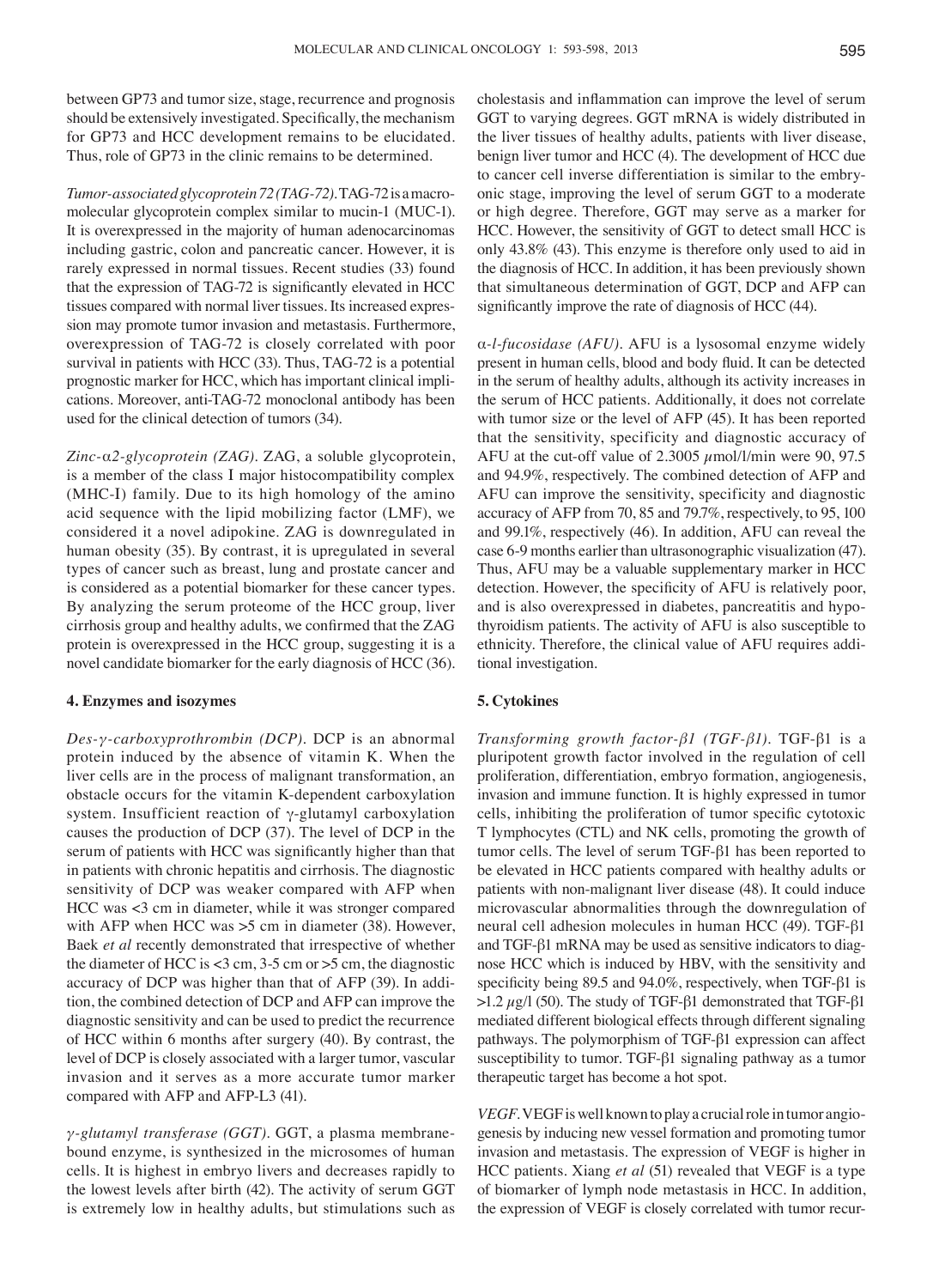between GP73 and tumor size, stage, recurrence and prognosis should be extensively investigated. Specifically, the mechanism for GP73 and HCC development remains to be elucidated. Thus, role of GP73 in the clinic remains to be determined.

*Tumor-associated glycoprotein 72 (TAG-72).* TAG-72 is a macromolecular glycoprotein complex similar to mucin-1 (MUC-1). It is overexpressed in the majority of human adenocarcinomas including gastric, colon and pancreatic cancer. However, it is rarely expressed in normal tissues. Recent studies (33) found that the expression of TAG-72 is significantly elevated in HCC tissues compared with normal liver tissues. Its increased expression may promote tumor invasion and metastasis. Furthermore, overexpression of TAG-72 is closely correlated with poor survival in patients with HCC (33). Thus, TAG-72 is a potential prognostic marker for HCC, which has important clinical implications. Moreover, anti-TAG-72 monoclonal antibody has been used for the clinical detection of tumors (34).

*Zinc-α2-glycoprotein (ZAG).* ZAG, a soluble glycoprotein, is a member of the class I major histocompatibility complex (MHC-I) family. Due to its high homology of the amino acid sequence with the lipid mobilizing factor (LMF), we considered it a novel adipokine. ZAG is downregulated in human obesity (35). By contrast, it is upregulated in several types of cancer such as breast, lung and prostate cancer and is considered as a potential biomarker for these cancer types. By analyzing the serum proteome of the HCC group, liver cirrhosis group and healthy adults, we confirmed that the ZAG protein is overexpressed in the HCC group, suggesting it is a novel candidate biomarker for the early diagnosis of HCC (36).

## 4. Enzymes and isozymes

*Des-γ-carboxyprothrombin (DCP).* DCP is an abnormal protein induced by the absence of vitamin K. When the liver cells are in the process of malignant transformation, an obstacle occurs for the vitamin K-dependent carboxylation system. Insufficient reaction of γ-glutamyl carboxylation causes the production of DCP (37). The level of DCP in the serum of patients with HCC was significantly higher than that in patients with chronic hepatitis and cirrhosis. The diagnostic sensitivity of DCP was weaker compared with AFP when HCC was <3 cm in diameter, while it was stronger compared with AFP when HCC was >5 cm in diameter (38). However, Baek *et al* recently demonstrated that irrespective of whether the diameter of HCC is <3 cm, 3-5 cm or >5 cm, the diagnostic accuracy of DCP was higher than that of AFP (39). In addition, the combined detection of DCP and AFP can improve the diagnostic sensitivity and can be used to predict the recurrence of HCC within 6 months after surgery (40). By contrast, the level of DCP is closely associated with a larger tumor, vascular invasion and it serves as a more accurate tumor marker compared with AFP and AFP-L3 (41).

*γ-glutamyl transferase (GGT).* GGT, a plasma membrane-bound enzyme, is synthesized in the microsomes of human cells. It is highest in embryo livers and decreases rapidly to the lowest levels after birth (42). The activity of serum GGT is extremely low in healthy adults, but stimulations such as cholestasis and inflammation can improve the level of serum GGT to varying degrees. GGT mRNA is widely distributed in the liver tissues of healthy adults, patients with liver disease, benign liver tumor and HCC (4). The development of HCC due to cancer cell inverse differentiation is similar to the embryonic stage, improving the level of serum GGT to a moderate or high degree. Therefore, GGT may serve as a marker for HCC. However, the sensitivity of GGT to detect small HCC is only 43.8% (43). This enzyme is therefore only used to aid in the diagnosis of HCC. In addition, it has been previously shown that simultaneous determination of GGT, DCP and AFP can significantly improve the rate of diagnosis of HCC (44).

*α-l-fucosidase (AFU).* AFU is a lysosomal enzyme widely present in human cells, blood and body fluid. It can be detected in the serum of healthy adults, although its activity increases in the serum of HCC patients. Additionally, it does not correlate with tumor size or the level of AFP (45). It has been reported that the sensitivity, specificity and diagnostic accuracy of AFU at the cut-off value of 2.3005 μmol/l/min were 90, 97.5 and 94.9%, respectively. The combined detection of AFP and AFU can improve the sensitivity, specificity and diagnostic accuracy of AFP from 70, 85 and 79.7%, respectively, to 95, 100 and 99.1%, respectively (46). In addition, AFU can reveal the case 6-9 months earlier than ultrasonographic visualization (47). Thus, AFU may be a valuable supplementary marker in HCC detection. However, the specificity of AFU is relatively poor, and is also overexpressed in diabetes, pancreatitis and hypothyroidism patients. The activity of AFU is also susceptible to ethnicity. Therefore, the clinical value of AFU requires additional investigation.

## 5. Cytokines

*Transforming growth factor-β1 (TGF-β1).* TGF-β1 is a pluripotent growth factor involved in the regulation of cell proliferation, differentiation, embryo formation, angiogenesis, invasion and immune function. It is highly expressed in tumor cells, inhibiting the proliferation of tumor specific cytotoxic T lymphocytes (CTL) and NK cells, promoting the growth of tumor cells. The level of serum TGF-β1 has been reported to be elevated in HCC patients compared with healthy adults or patients with non-malignant liver disease (48). It could induce microvascular abnormalities through the downregulation of neural cell adhesion molecules in human HCC (49). TGF-β1 and TGF-β1 mRNA may be used as sensitive indicators to diagnose HCC which is induced by HBV, with the sensitivity and specificity being 89.5 and 94.0%, respectively, when TGF-β1 is >1.2 μg/l (50). The study of TGF-β1 demonstrated that TGF-β1 mediated different biological effects through different signaling pathways. The polymorphism of TGF-β1 expression can affect susceptibility to tumor. TGF-β1 signaling pathway as a tumor therapeutic target has become a hot spot.

*VEGF.* VEGF is well known to play a crucial role in tumor angiogenesis by inducing new vessel formation and promoting tumor invasion and metastasis. The expression of VEGF is higher in HCC patients. Xiang *et al* (51) revealed that VEGF is a type of biomarker of lymph node metastasis in HCC. In addition, the expression of VEGF is closely correlated with tumor recur-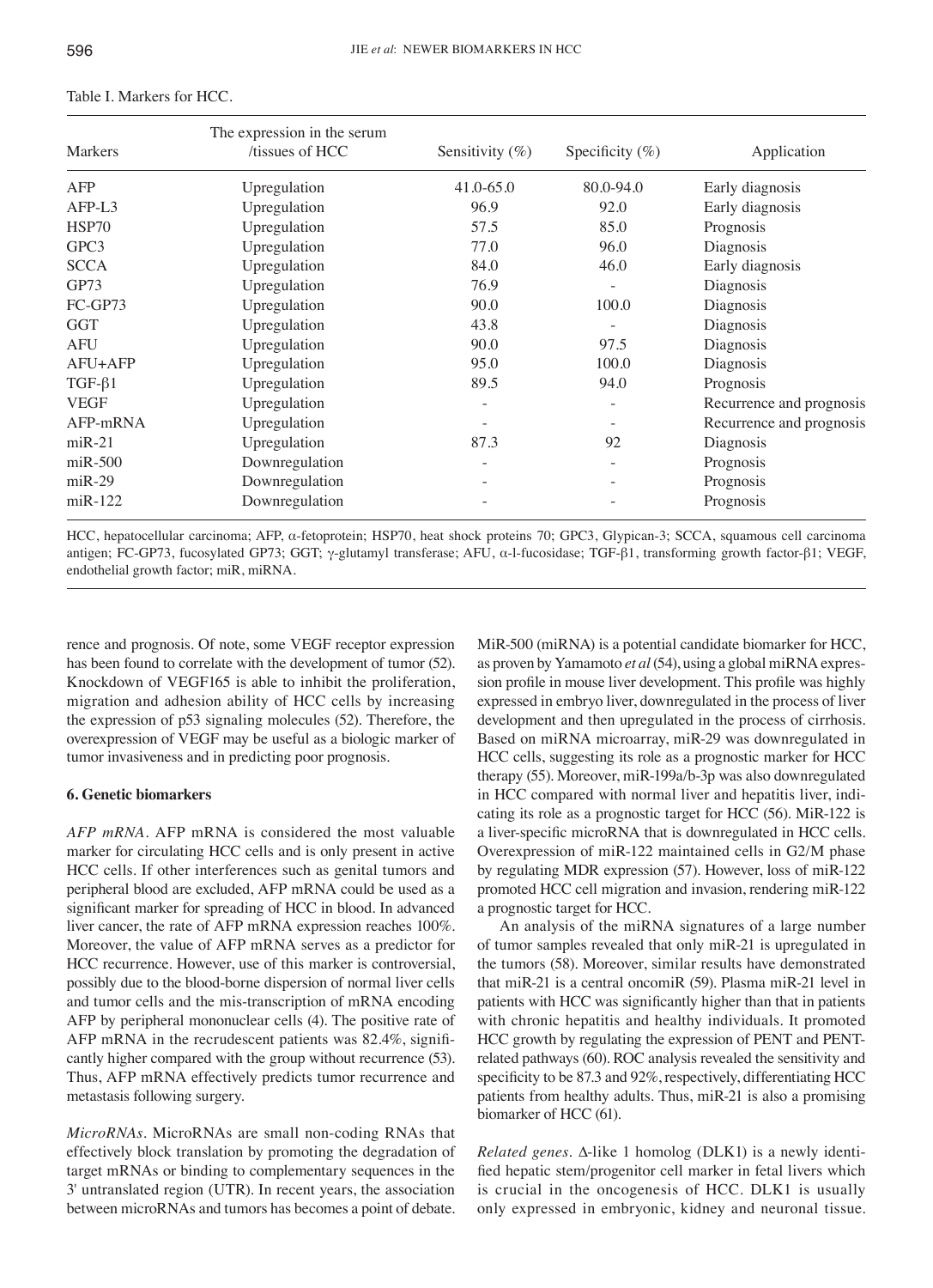Table I. Markers for HCC.

| Markers | The expression in the serum /tissues of HCC | Sensitivity (%) | Specificity (%) | Application |
|---|---|---|---|---|
| AFP | Upregulation | 41.0-65.0 | 80.0-94.0 | Early diagnosis |
| AFP-L3 | Upregulation | 96.9 | 92.0 | Early diagnosis |
| HSP70 | Upregulation | 57.5 | 85.0 | Prognosis |
| GPC3 | Upregulation | 77.0 | 96.0 | Diagnosis |
| SCCA | Upregulation | 84.0 | 46.0 | Early diagnosis |
| GP73 | Upregulation | 76.9 | - | Diagnosis |
| FC-GP73 | Upregulation | 90.0 | 100.0 | Diagnosis |
| GGT | Upregulation | 43.8 | - | Diagnosis |
| AFU | Upregulation | 90.0 | 97.5 | Diagnosis |
| AFU+AFP | Upregulation | 95.0 | 100.0 | Diagnosis |
| TGF-β1 | Upregulation | 89.5 | 94.0 | Prognosis |
| VEGF | Upregulation | - | - | Recurrence and prognosis |
| AFP-mRNA | Upregulation | - | - | Recurrence and prognosis |
| miR-21 | Upregulation | 87.3 | 92 | Diagnosis |
| miR-500 | Downregulation | - | - | Prognosis |
| miR-29 | Downregulation | - | - | Prognosis |
| miR-122 | Downregulation | - | - | Prognosis |

HCC, hepatocellular carcinoma; AFP, α-fetoprotein; HSP70, heat shock proteins 70; GPC3, Glypican-3; SCCA, squamous cell carcinoma antigen; FC-GP73, fucosylated GP73; GGT; γ-glutamyl transferase; AFU, α-l-fucosidase; TGF-β1, transforming growth factor-β1; VEGF, endothelial growth factor; miR, miRNA.

rence and prognosis. Of note, some VEGF receptor expression has been found to correlate with the development of tumor (52). Knockdown of VEGF165 is able to inhibit the proliferation, migration and adhesion ability of HCC cells by increasing the expression of p53 signaling molecules (52). Therefore, the overexpression of VEGF may be useful as a biologic marker of tumor invasiveness and in predicting poor prognosis.

## 6. Genetic biomarkers

*AFP mRNA.* AFP mRNA is considered the most valuable marker for circulating HCC cells and is only present in active HCC cells. If other interferences such as genital tumors and peripheral blood are excluded, AFP mRNA could be used as a significant marker for spreading of HCC in blood. In advanced liver cancer, the rate of AFP mRNA expression reaches 100%. Moreover, the value of AFP mRNA serves as a predictor for HCC recurrence. However, use of this marker is controversial, possibly due to the blood-borne dispersion of normal liver cells and tumor cells and the mis-transcription of mRNA encoding AFP by peripheral mononuclear cells (4). The positive rate of AFP mRNA in the recrudescent patients was 82.4%, significantly higher compared with the group without recurrence (53). Thus, AFP mRNA effectively predicts tumor recurrence and metastasis following surgery.

*MicroRNAs.* MicroRNAs are small non-coding RNAs that effectively block translation by promoting the degradation of target mRNAs or binding to complementary sequences in the 3' untranslated region (UTR). In recent years, the association between microRNAs and tumors has becomes a point of debate. MiR-500 (miRNA) is a potential candidate biomarker for HCC, as proven by Yamamoto *et al* (54), using a global miRNA expression profile in mouse liver development. This profile was highly expressed in embryo liver, downregulated in the process of liver development and then upregulated in the process of cirrhosis. Based on miRNA microarray, miR-29 was downregulated in HCC cells, suggesting its role as a prognostic marker for HCC therapy (55). Moreover, miR-199a/b-3p was also downregulated in HCC compared with normal liver and hepatitis liver, indicating its role as a prognostic target for HCC (56). MiR-122 is a liver-specific microRNA that is downregulated in HCC cells. Overexpression of miR-122 maintained cells in G2/M phase by regulating MDR expression (57). However, loss of miR-122 promoted HCC cell migration and invasion, rendering miR-122 a prognostic target for HCC.

An analysis of the miRNA signatures of a large number of tumor samples revealed that only miR-21 is upregulated in the tumors (58). Moreover, similar results have demonstrated that miR-21 is a central oncomiR (59). Plasma miR-21 level in patients with HCC was significantly higher than that in patients with chronic hepatitis and healthy individuals. It promoted HCC growth by regulating the expression of PENT and PENT-related pathways (60). ROC analysis revealed the sensitivity and specificity to be 87.3 and 92%, respectively, differentiating HCC patients from healthy adults. Thus, miR-21 is also a promising biomarker of HCC (61).

*Related genes.* Δ-like 1 homolog (DLK1) is a newly identified hepatic stem/progenitor cell marker in fetal livers which is crucial in the oncogenesis of HCC. DLK1 is usually only expressed in embryonic, kidney and neuronal tissue.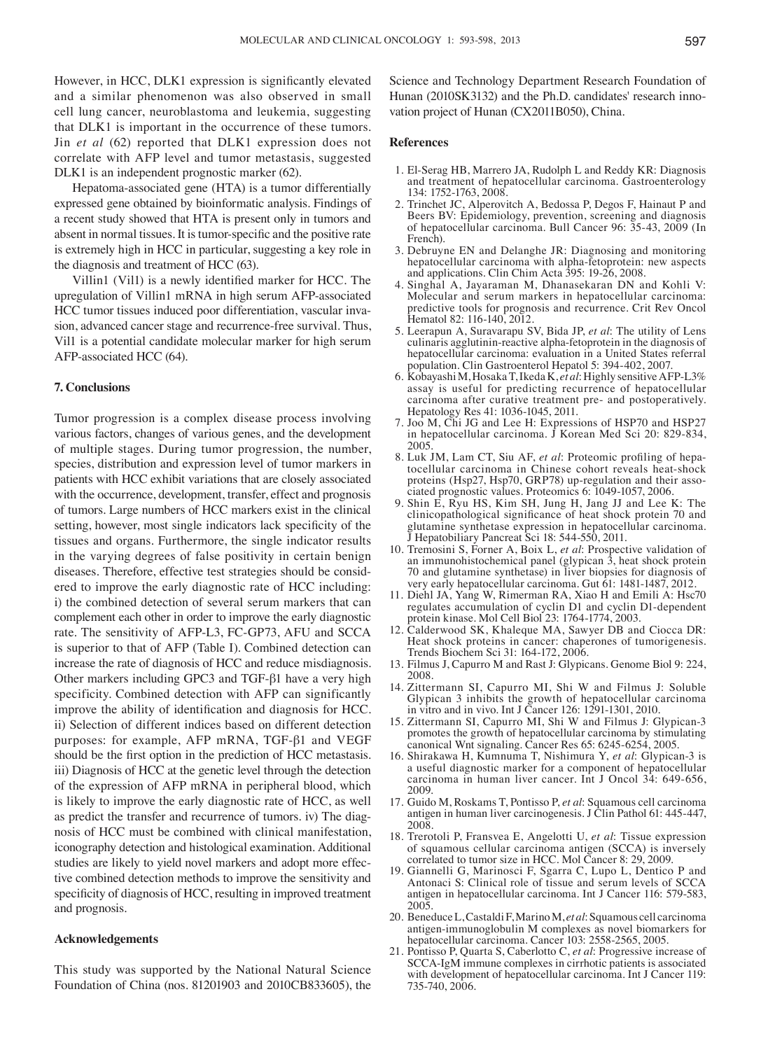However, in HCC, DLK1 expression is significantly elevated and a similar phenomenon was also observed in small cell lung cancer, neuroblastoma and leukemia, suggesting that DLK1 is important in the occurrence of these tumors. Jin *et al* (62) reported that DLK1 expression does not correlate with AFP level and tumor metastasis, suggested DLK1 is an independent prognostic marker (62).

Hepatoma-associated gene (HTA) is a tumor differentially expressed gene obtained by bioinformatic analysis. Findings of a recent study showed that HTA is present only in tumors and absent in normal tissues. It is tumor-specific and the positive rate is extremely high in HCC in particular, suggesting a key role in the diagnosis and treatment of HCC (63).

Villin1 (Vil1) is a newly identified marker for HCC. The upregulation of Villin1 mRNA in high serum AFP-associated HCC tumor tissues induced poor differentiation, vascular invasion, advanced cancer stage and recurrence-free survival. Thus, Vil1 is a potential candidate molecular marker for high serum AFP-associated HCC (64).

## 7. Conclusions

Tumor progression is a complex disease process involving various factors, changes of various genes, and the development of multiple stages. During tumor progression, the number, species, distribution and expression level of tumor markers in patients with HCC exhibit variations that are closely associated with the occurrence, development, transfer, effect and prognosis of tumors. Large numbers of HCC markers exist in the clinical setting, however, most single indicators lack specificity of the tissues and organs. Furthermore, the single indicator results in the varying degrees of false positivity in certain benign diseases. Therefore, effective test strategies should be considered to improve the early diagnostic rate of HCC including: i) the combined detection of several serum markers that can complement each other in order to improve the early diagnostic rate. The sensitivity of AFP-L3, FC-GP73, AFU and SCCA is superior to that of AFP (Table I). Combined detection can increase the rate of diagnosis of HCC and reduce misdiagnosis. Other markers including GPC3 and TGF-β1 have a very high specificity. Combined detection with AFP can significantly improve the ability of identification and diagnosis for HCC. ii) Selection of different indices based on different detection purposes: for example, AFP mRNA, TGF-β1 and VEGF should be the first option in the prediction of HCC metastasis. iii) Diagnosis of HCC at the genetic level through the detection of the expression of AFP mRNA in peripheral blood, which is likely to improve the early diagnostic rate of HCC, as well as predict the transfer and recurrence of tumors. iv) The diagnosis of HCC must be combined with clinical manifestation, iconography detection and histological examination. Additional studies are likely to yield novel markers and adopt more effective combined detection methods to improve the sensitivity and specificity of diagnosis of HCC, resulting in improved treatment and prognosis.

## Acknowledgements

This study was supported by the National Natural Science Foundation of China (nos. 81201903 and 2010CB833605), the Science and Technology Department Research Foundation of Hunan (2010SK3132) and the Ph.D. candidates' research innovation project of Hunan (CX2011B050), China.

## References

1. El-Serag HB, Marrero JA, Rudolph L and Reddy KR: Diagnosis and treatment of hepatocellular carcinoma. Gastroenterology 134: 1752-1763, 2008.
2. Trinchet JC, Alperovitch A, Bedossa P, Degos F, Hainaut P and Beers BV: Epidemiology, prevention, screening and diagnosis of hepatocellular carcinoma. Bull Cancer 96: 35-43, 2009 (In French).
3. Debruyne EN and Delanghe JR: Diagnosing and monitoring hepatocellular carcinoma with alpha-fetoprotein: new aspects and applications. Clin Chim Acta 395: 19-26, 2008.
4. Singhal A, Jayaraman M, Dhanasekaran DN and Kohli V: Molecular and serum markers in hepatocellular carcinoma: predictive tools for prognosis and recurrence. Crit Rev Oncol Hematol 82: 116-140, 2012.
5. Leerapun A, Suravarapu SV, Bida JP, *et al*: The utility of Lens culinaris agglutinin-reactive alpha-fetoprotein in the diagnosis of hepatocellular carcinoma: evaluation in a United States referral population. Clin Gastroenterol Hepatol 5: 394-402, 2007.
6. Kobayashi M, Hosaka T, Ikeda K, *et al*: Highly sensitive AFP-L3% assay is useful for predicting recurrence of hepatocellular carcinoma after curative treatment pre- and postoperatively. Hepatology Res 41: 1036-1045, 2011.
7. Joo M, Chi JG and Lee H: Expressions of HSP70 and HSP27 in hepatocellular carcinoma. J Korean Med Sci 20: 829-834, 2005.
8. Luk JM, Lam CT, Siu AF, *et al*: Proteomic profiling of hepatocellular carcinoma in Chinese cohort reveals heat-shock proteins (Hsp27, Hsp70, GRP78) up-regulation and their associated prognostic values. Proteomics 6: 1049-1057, 2006.
9. Shin E, Ryu HS, Kim SH, Jung H, Jang JJ and Lee K: The clinicopathological significance of heat shock protein 70 and glutamine synthetase expression in hepatocellular carcinoma. J Hepatobiliary Pancreat Sci 18: 544-550, 2011.
10. Tremosini S, Forner A, Boix L, *et al*: Prospective validation of an immunohistochemical panel (glypican 3, heat shock protein 70 and glutamine synthetase) in liver biopsies for diagnosis of very early hepatocellular carcinoma. Gut 61: 1481-1487, 2012.
11. Diehl JA, Yang W, Rimerman RA, Xiao H and Emili A: Hsc70 regulates accumulation of cyclin D1 and cyclin D1-dependent protein kinase. Mol Cell Biol 23: 1764-1774, 2003.
12. Calderwood SK, Khaleque MA, Sawyer DB and Ciocca DR: Heat shock proteins in cancer: chaperones of tumorigenesis. Trends Biochem Sci 31: 164-172, 2006.
13. Filmus J, Capurro M and Rast J: Glypicans. Genome Biol 9: 224, 2008.
14. Zittermann SI, Capurro MI, Shi W and Filmus J: Soluble Glypican 3 inhibits the growth of hepatocellular carcinoma in vitro and in vivo. Int J Cancer 126: 1291-1301, 2010.
15. Zittermann SI, Capurro MI, Shi W and Filmus J: Glypican-3 promotes the growth of hepatocellular carcinoma by stimulating canonical Wnt signaling. Cancer Res 65: 6245-6254, 2005.
16. Shirakawa H, Kumnuma T, Nishimura Y, *et al*: Glypican-3 is a useful diagnostic marker for a component of hepatocellular carcinoma in human liver cancer. Int J Oncol 34: 649-656, 2009.
17. Guido M, Roskams T, Pontisso P, *et al*: Squamous cell carcinoma antigen in human liver carcinogenesis. J Clin Pathol 61: 445-447, 2008.
18. Trerotoli P, Fransvea E, Angelotti U, *et al*: Tissue expression of squamous cellular carcinoma antigen (SCCA) is inversely correlated to tumor size in HCC. Mol Cancer 8: 29, 2009.
19. Giannelli G, Marinosci F, Sgarra C, Lupo L, Dentico P and Antonaci S: Clinical role of tissue and serum levels of SCCA antigen in hepatocellular carcinoma. Int J Cancer 116: 579-583, 2005.
20. Beneduce L, Castaldi F, Marino M, *et al*: Squamous cell carcinoma antigen-immunoglobulin M complexes as novel biomarkers for hepatocellular carcinoma. Cancer 103: 2558-2565, 2005.
21. Pontisso P, Quarta S, Caberlotto C, *et al*: Progressive increase of SCCA-IgM immune complexes in cirrhotic patients is associated with development of hepatocellular carcinoma. Int J Cancer 119: 735-740, 2006.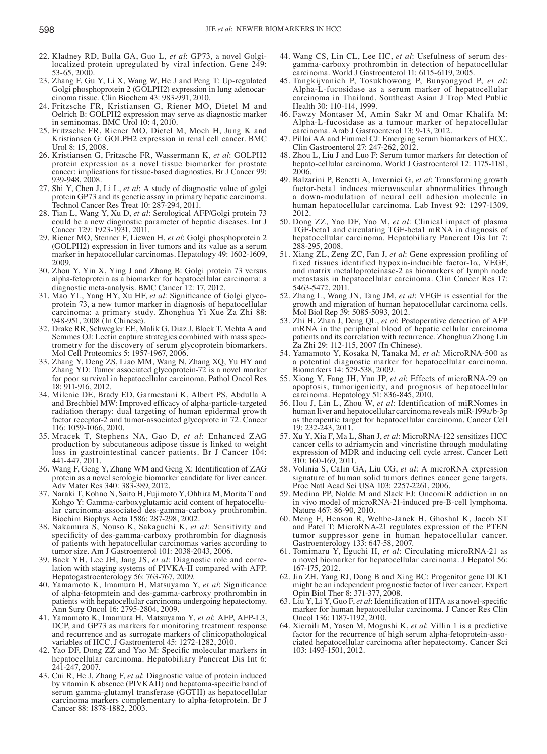22. Kladney RD, Bulla GA, Guo L, *et al*: GP73, a novel Golgi-localized protein upregulated by viral infection. Gene 249: 53-65, 2000.
23. Zhang F, Gu Y, Li X, Wang W, He J and Peng T: Up-regulated Golgi phosphoprotein 2 (GOLPH2) expression in lung adenocarcinoma tissue. Clin Biochem 43: 983-991, 2010.
24. Fritzsche FR, Kristiansen G, Riener MO, Dietel M and Oelrich B: GOLPH2 expression may serve as diagnostic marker in seminomas. BMC Urol 10: 4, 2010.
25. Fritzsche FR, Riener MO, Dietel M, Moch H, Jung K and Kristiansen G: GOLPH2 expression in renal cell cancer. BMC Urol 8: 15, 2008.
26. Kristiansen G, Fritzsche FR, Wassermann K, *et al*: GOLPH2 protein expression as a novel tissue biomarker for prostate cancer: implications for tissue-based diagnostics. Br J Cancer 99: 939-948, 2008.
27. Shi Y, Chen J, Li L, *et al*: A study of diagnostic value of golgi protein GP73 and its genetic assay in primary hepatic carcinoma. Technol Cancer Res Treat 10: 287-294, 2011.
28. Tian L, Wang Y, Xu D, *et al*: Serological AFP/Golgi protein 73 could be a new diagnostic parameter of hepatic diseases. Int J Cancer 129: 1923-1931, 2011.
29. Riener MO, Stenner F, Liewen H, *et al*: Golgi phosphoprotein 2 (GOLPH2) expression in liver tumors and its value as a serum marker in hepatocellular carcinomas. Hepatology 49: 1602-1609, 2009.
30. Zhou Y, Yin X, Ying J and Zhang B: Golgi protein 73 versus alpha-fetoprotein as a biomarker for hepatocellular carcinoma: a diagnostic meta-analysis. BMC Cancer 12: 17, 2012.
31. Mao YL, Yang HY, Xu HF, *et al*: Significance of Golgi glycoprotein 73, a new tumor marker in diagnosis of hepatocellular carcinoma: a primary study. Zhonghua Yi Xue Za Zhi 88: 948-951, 2008 (In Chinese).
32. Drake RR, Schwegler EE, Malik G, Diaz J, Block T, Mehta A and Semmes OJ: Lectin capture strategies combined with mass spectrometry for the discovery of serum glycoprotein biomarkers. Mol Cell Proteomics 5: 1957-1967, 2006.
33. Zhang Y, Deng ZS, Liao MM, Wang N, Zhang XQ, Yu HY and Zhang YD: Tumor associated glycoprotein-72 is a novel marker for poor survival in hepatocellular carcinoma. Pathol Oncol Res 18: 911-916, 2012.
34. Milenic DE, Brady ED, Garmestani K, Albert PS, Abdulla A and Brechbiel MW: Improved efficacy of alpha-particle-targeted radiation therapy: dual targeting of human epidermal growth factor receptor-2 and tumor-associated glycoprote in 72. Cancer 116: 1059-1066, 2010.
35. Mracek T, Stephens NA, Gao D, *et al*: Enhanced ZAG production by subcutaneous adipose tissue is linked to weight loss in gastrointestinal cancer patients. Br J Cancer 104: 441-447, 2011.
36. Wang F, Geng Y, Zhang WM and Geng X: Identification of ZAG protein as a novel serologic biomarker candidate for liver cancer. Adv Mater Res 340: 383-389, 2012.
37. Naraki T, Kohno N, Saito H, Fujimoto Y, Ohhira M, Morita T and Kohgo Y: Gamma-carboxyglutamic acid content of hepatocellular carcinoma-associated des-gamma-carboxy prothrombin. Biochim Biophys Acta 1586: 287-298, 2002.
38. Nakamura S, Nouso K, Sakaguchi K, *et a1*: Sensitivity and specificity of des-gamma-carboxy prothrombin for diagnosis of patients with hepatocellular carcinomas varies according to tumor size. Am J Gastroenterol 101: 2038-2043, 2006.
39. Baek YH, Lee JH, Jang JS, *et al*: Diagnostic role and correlation with staging systems of PIVKA-II compared with AFP. Hepatogastroenterology 56: 763-767, 2009.
40. Yamamoto K, Imamura H, Matsuyama Y, *et al*: Significance of alpha-fetopmtein and des-gamma-carbroxy prothrombin in patients with hepatocellular carcinoma undergoing hepatectomy. Ann Surg Oncol 16: 2795-2804, 2009.
41. Yamamoto K, Imamura H, Matsuyama Y, *et al*: AFP, AFP-L3, DCP, and GP73 as markers for monitoring treatment response and recurrence and as surrogate markers of clinicopathological variables of HCC. J Gastroenterol 45: 1272-1282, 2010.
42. Yao DF, Dong ZZ and Yao M: Specific molecular markers in hepatocellular carcinoma. Hepatobiliary Pancreat Dis Int 6: 241-247, 2007.
43. Cui R, He J, Zhang F, *et al*: Diagnostic value of protein induced by vitamin K absence (PIVKAII) and hepatoma-specific band of serum gamma-glutamyl transferase (GGTII) as hepatocellular carcinoma markers complementary to alpha-fetoprotein. Br J Cancer 88: 1878-1882, 2003.
44. Wang CS, Lin CL, Lee HC, *et al*: Usefulness of serum des-gamma-carboxy prothrombin in detection of hepatocellular carcinoma. World J Gastroenterol 11: 6115-6119, 2005.
45. Tangkijvanich P, Tosukhowong P, Bunyongyod P, *et al*: Alpha-L-fucosidase as a serum marker of hepatocellular carcinoma in Thailand. Southeast Asian J Trop Med Public Health 30: 110-114, 1999.
46. Fawzy Montaser M, Amin Sakr M and Omar Khalifa M: Alpha-L-fucosidase as a tumour marker of hepatocellular carcinoma. Arab J Gastroenterol 13: 9-13, 2012.
47. Pillai AA and Fimmel CJ: Emerging serum biomarkers of HCC. Clin Gastroenterol 27: 247-262, 2012.
48. Zhou L, Liu J and Luo F: Serum tumor markers for detection of hepato-cellular carcinoma. World J Gastroenterol 12: 1175-1181, 2006.
49. Balzarini P, Benetti A, Invernici G, *et al*: Transforming growth factor-beta1 induces microvascular abnormalities through a down-modulation of neural cell adhesion molecule in human hepatocellular carcinoma. Lab Invest 92: 1297-1309, 2012.
50. Dong ZZ, Yao DF, Yao M, *et al*: Clinical impact of plasma TGF-beta1 and circulating TGF-beta1 mRNA in diagnosis of hepatocellular carcinoma. Hepatobiliary Pancreat Dis Int 7: 288-295, 2008.
51. Xiang ZL, Zeng ZC, Fan J, *et al*: Gene expression profiling of fixed tissues identified hypoxia-inducible factor-1α, VEGF, and matrix metalloproteinase-2 as biomarkers of lymph node metastasis in hepatocellular carcinoma. Clin Cancer Res 17: 5463-5472, 2011.
52. Zhang L, Wang JN, Tang JM, *et al*: VEGF is essential for the growth and migration of human hepatocellular carcinoma cells. Mol Biol Rep 39: 5085-5093, 2012.
53. Zhi H, Zhan J, Deng QL, *et al*: Postoperative detection of AFP mRNA in the peripheral blood of hepatic cellular carcinoma patients and its correlation with recurrence. Zhonghua Zhong Liu Za Zhi 29: 112-115, 2007 (In Chinese).
54. Yamamoto Y, Kosaka N, Tanaka M, *et al*: MicroRNA-500 as a potential diagnostic marker for hepatocellular carcinoma. Biomarkers 14: 529-538, 2009.
55. Xiong Y, Fang JH, Yun JP, *et al*: Effects of microRNA-29 on apoptosis, tumorigenicity, and prognosis of hepatocellular carcinoma. Hepatology 51: 836-845, 2010.
56. Hou J, Lin L, Zhou W, *et al*: Identification of miRNomes in human liver and hepatocellular carcinoma reveals miR-199a/b-3p as therapeutic target for hepatocellular carcinoma. Cancer Cell 19: 232-243, 2011.
57. Xu Y, Xia F, Ma L, Shan J, *et al*: MicroRNA-122 sensitizes HCC cancer cells to adriamycin and vincristine through modulating expression of MDR and inducing cell cycle arrest. Cancer Lett 310: 160-169, 2011.
58. Volinia S, Calin GA, Liu CG, *et al*: A microRNA expression signature of human solid tumors defines cancer gene targets. Proc Natl Acad Sci USA 103: 2257-2261, 2006.
59. Medina PP, Nolde M and Slack FJ: OncomiR addiction in an in vivo model of microRNA-21-induced pre-B-cell lymphoma. Nature 467: 86-90, 2010.
60. Meng F, Henson R, Wehbe-Janek H, Ghoshal K, Jacob ST and Patel T: MicroRNA-21 regulates expression of the PTEN tumor suppressor gene in human hepatocellular cancer. Gastroenterology 133: 647-58, 2007.
61. Tomimaru Y, Eguchi H, *et al*: Circulating microRNA-21 as a novel biomarker for hepatocellular carcinoma. J Hepatol 56: 167-175, 2012.
62. Jin ZH, Yang RJ, Dong B and Xing BC: Progenitor gene DLK1 might be an independent prognostic factor of liver cancer. Expert Opin Biol Ther 8: 371-377, 2008.
63. Liu Y, Li Y, Guo F, *et al*: Identification of HTA as a novel-specific marker for human hepatocellular carcinoma. J Cancer Res Clin Oncol 136: 1187-1192, 2010.
64. Xieraili M, Yasen M, Mogushi K, *et al*: Villin 1 is a predictive factor for the recurrence of high serum alpha-fetoprotein-associated hepatocellular carcinoma after hepatectomy. Cancer Sci 103: 1493-1501, 2012.